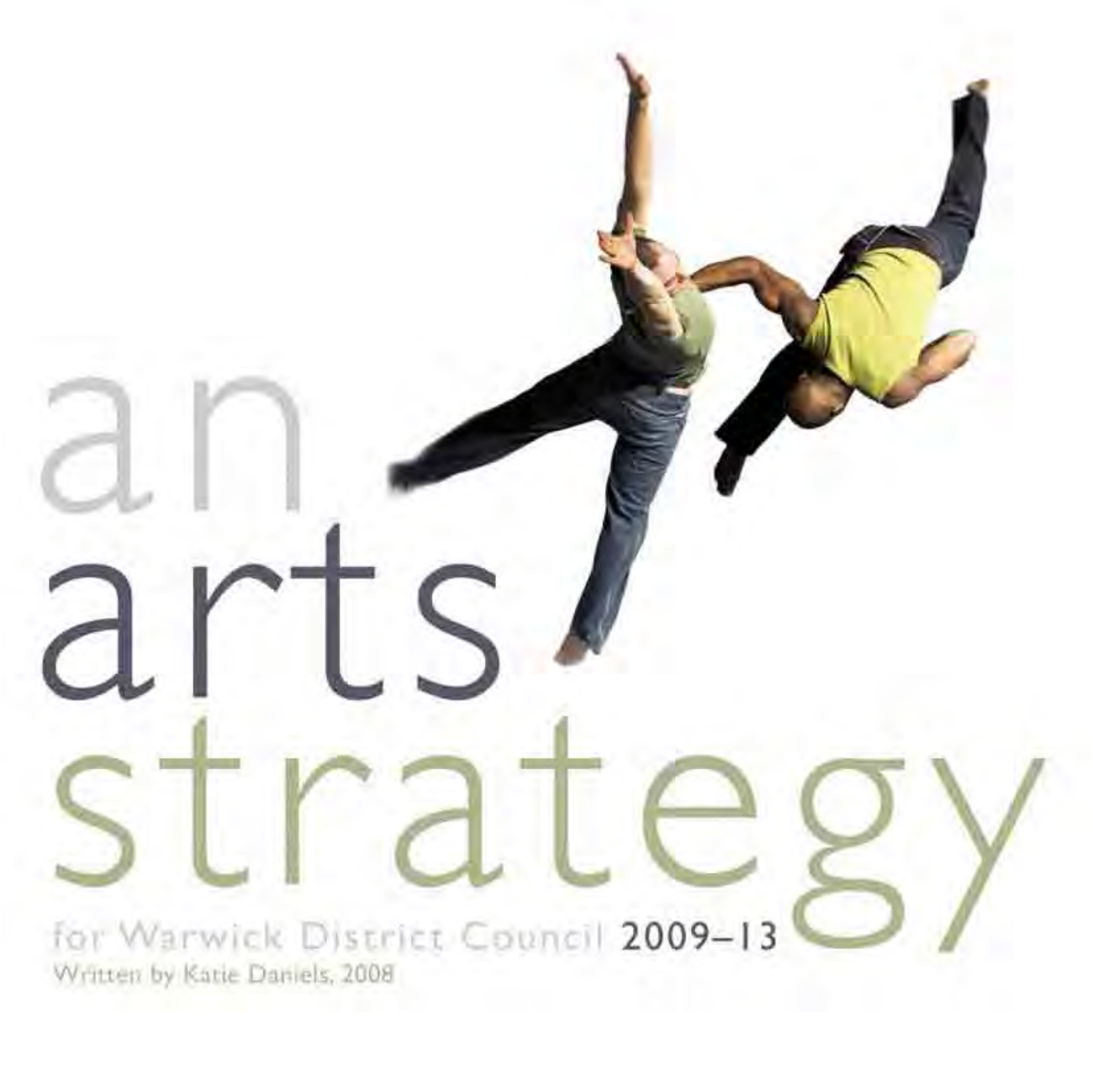# an arts strategy

for Warwick District Council 2009–13

Written by Katie Daniels, 2008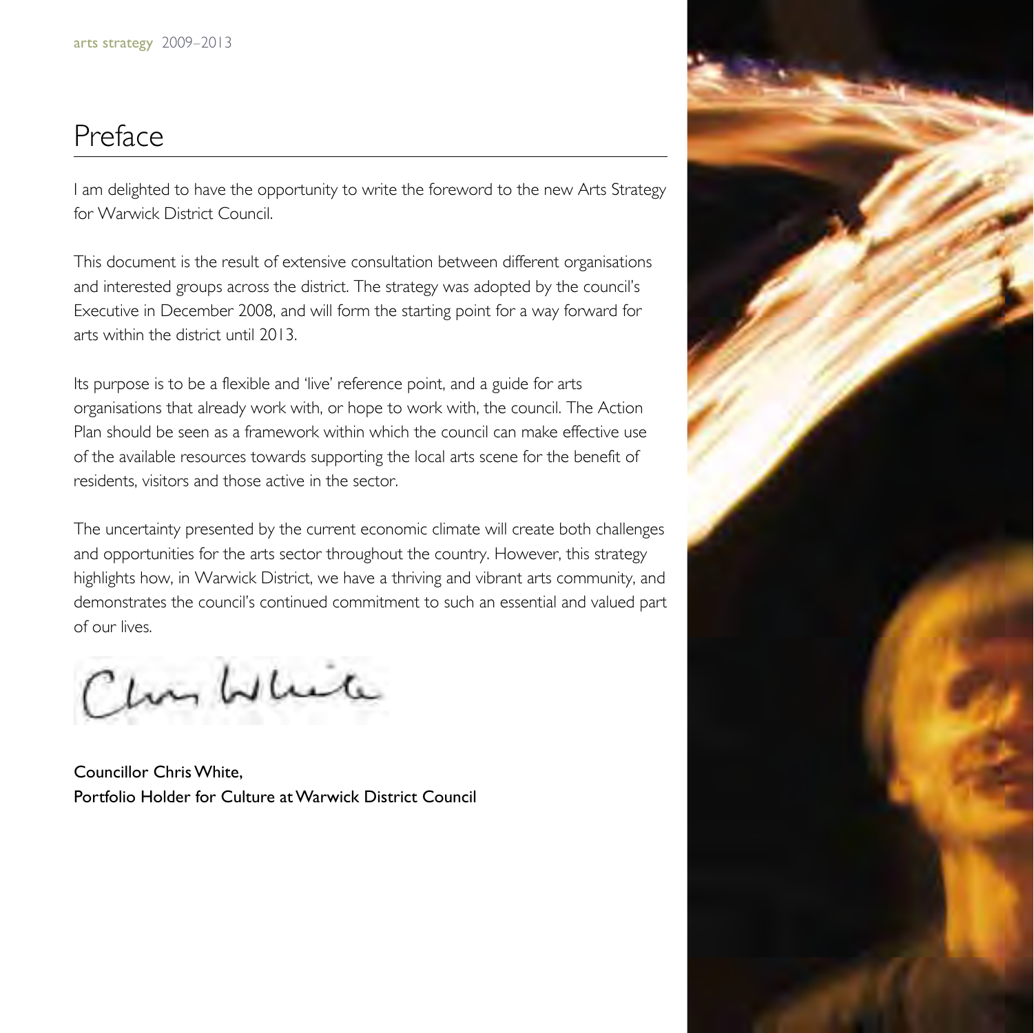# Preface

I am delighted to have the opportunity to write the foreword to the new Arts Strategy for Warwick District Council.

This document is the result of extensive consultation between different organisations and interested groups across the district. The strategy was adopted by the council's Executive in December 2008, and will form the starting point for a way forward for arts within the district until 2013.

Its purpose is to be a flexible and 'live' reference point, and a guide for arts organisations that already work with, or hope to work with, the council. The Action Plan should be seen as a framework within which the council can make effective use of the available resources towards supporting the local arts scene for the benefit of residents, visitors and those active in the sector.

The uncertainty presented by the current economic climate will create both challenges and opportunities for the arts sector throughout the country. However, this strategy highlights how, in Warwick District, we have a thriving and vibrant arts community, and demonstrates the council's continued commitment to such an essential and valued part of our lives.

Chris White

Councillor Chris White,
Portfolio Holder for Culture at Warwick District Council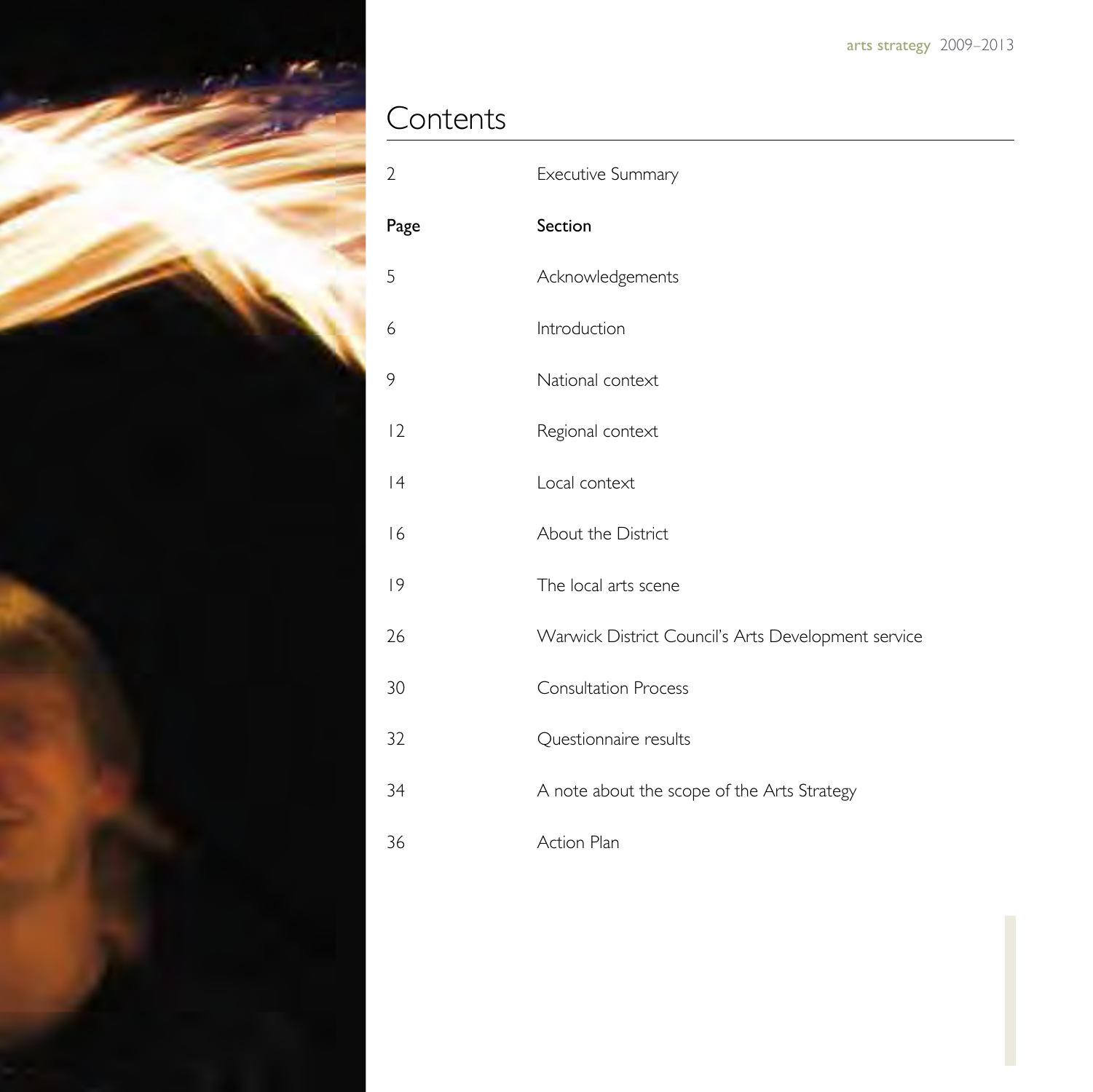# Contents

| Page | Section |
| --- | --- |
| 2 | Executive Summary |
| 5 | Acknowledgements |
| 6 | Introduction |
| 9 | National context |
| 12 | Regional context |
| 14 | Local context |
| 16 | About the District |
| 19 | The local arts scene |
| 26 | Warwick District Council's Arts Development service |
| 30 | Consultation Process |
| 32 | Questionnaire results |
| 34 | A note about the scope of the Arts Strategy |
| 36 | Action Plan |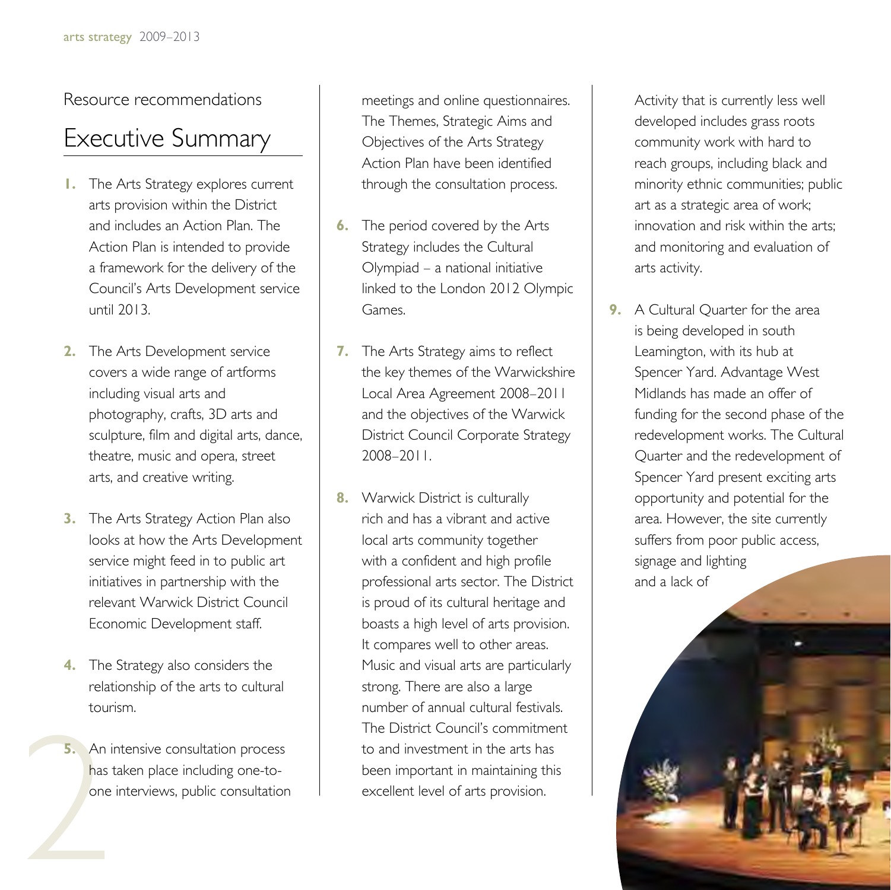Resource recommendations

# Executive Summary

1. The Arts Strategy explores current arts provision within the District and includes an Action Plan. The Action Plan is intended to provide a framework for the delivery of the Council's Arts Development service until 2013.

2. The Arts Development service covers a wide range of artforms including visual arts and photography, crafts, 3D arts and sculpture, film and digital arts, dance, theatre, music and opera, street arts, and creative writing.

3. The Arts Strategy Action Plan also looks at how the Arts Development service might feed in to public art initiatives in partnership with the relevant Warwick District Council Economic Development staff.

4. The Strategy also considers the relationship of the arts to cultural tourism.

5. An intensive consultation process has taken place including one-to-one interviews, public consultation meetings and online questionnaires. The Themes, Strategic Aims and Objectives of the Arts Strategy Action Plan have been identified through the consultation process.

6. The period covered by the Arts Strategy includes the Cultural Olympiad – a national initiative linked to the London 2012 Olympic Games.

7. The Arts Strategy aims to reflect the key themes of the Warwickshire Local Area Agreement 2008–2011 and the objectives of the Warwick District Council Corporate Strategy 2008–2011.

8. Warwick District is culturally rich and has a vibrant and active local arts community together with a confident and high profile professional arts sector. The District is proud of its cultural heritage and boasts a high level of arts provision. It compares well to other areas. Music and visual arts are particularly strong. There are also a large number of annual cultural festivals. The District Council's commitment to and investment in the arts has been important in maintaining this excellent level of arts provision.

   Activity that is currently less well developed includes grass roots community work with hard to reach groups, including black and minority ethnic communities; public art as a strategic area of work; innovation and risk within the arts; and monitoring and evaluation of arts activity.

9. A Cultural Quarter for the area is being developed in south Leamington, with its hub at Spencer Yard. Advantage West Midlands has made an offer of funding for the second phase of the redevelopment works. The Cultural Quarter and the redevelopment of Spencer Yard present exciting arts opportunity and potential for the area. However, the site currently suffers from poor public access, signage and lighting and a lack of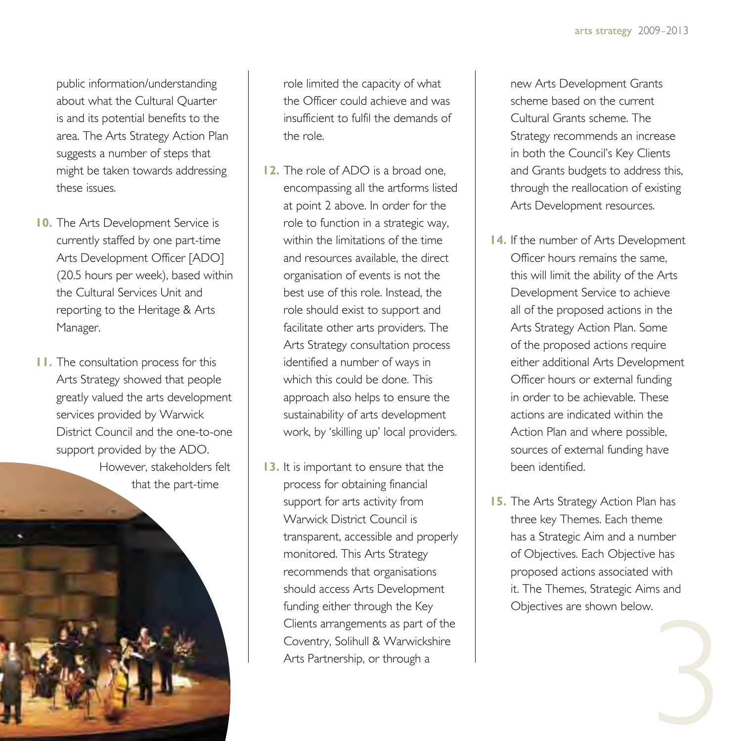public information/understanding about what the Cultural Quarter is and its potential benefits to the area. The Arts Strategy Action Plan suggests a number of steps that might be taken towards addressing these issues.

**10.** The Arts Development Service is currently staffed by one part-time Arts Development Officer [ADO] (20.5 hours per week), based within the Cultural Services Unit and reporting to the Heritage & Arts Manager.

**11.** The consultation process for this Arts Strategy showed that people greatly valued the arts development services provided by Warwick District Council and the one-to-one support provided by the ADO. However, stakeholders felt that the part-time role limited the capacity of what the Officer could achieve and was insufficient to fulfil the demands of the role.

**12.** The role of ADO is a broad one, encompassing all the artforms listed at point 2 above. In order for the role to function in a strategic way, within the limitations of the time and resources available, the direct organisation of events is not the best use of this role. Instead, the role should exist to support and facilitate other arts providers. The Arts Strategy consultation process identified a number of ways in which this could be done. This approach also helps to ensure the sustainability of arts development work, by 'skilling up' local providers.

**13.** It is important to ensure that the process for obtaining financial support for arts activity from Warwick District Council is transparent, accessible and properly monitored. This Arts Strategy recommends that organisations should access Arts Development funding either through the Key Clients arrangements as part of the Coventry, Solihull & Warwickshire Arts Partnership, or through a new Arts Development Grants scheme based on the current Cultural Grants scheme. The Strategy recommends an increase in both the Council's Key Clients and Grants budgets to address this, through the reallocation of existing Arts Development resources.

**14.** If the number of Arts Development Officer hours remains the same, this will limit the ability of the Arts Development Service to achieve all of the proposed actions in the Arts Strategy Action Plan. Some of the proposed actions require either additional Arts Development Officer hours or external funding in order to be achievable. These actions are indicated within the Action Plan and where possible, sources of external funding have been identified.

**15.** The Arts Strategy Action Plan has three key Themes. Each theme has a Strategic Aim and a number of Objectives. Each Objective has proposed actions associated with it. The Themes, Strategic Aims and Objectives are shown below.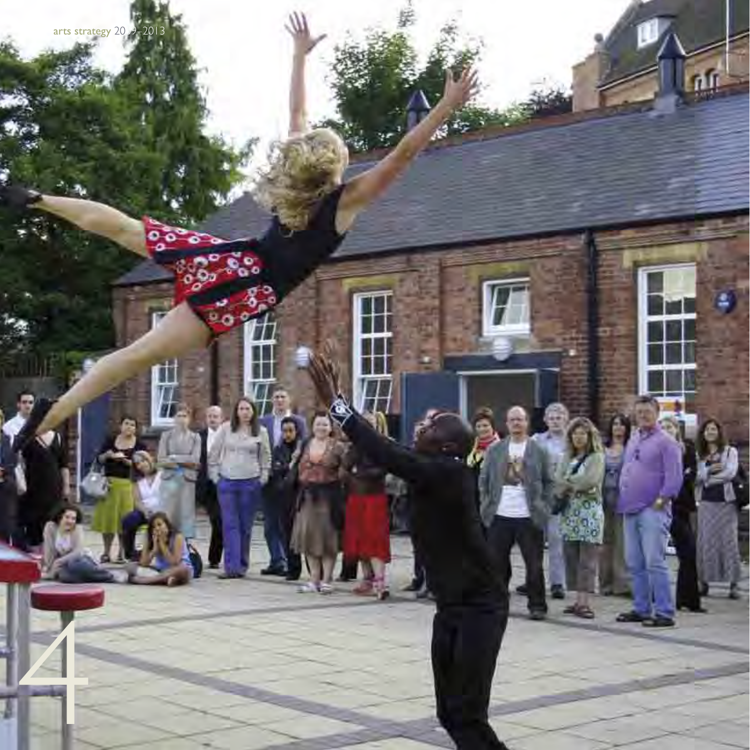# 4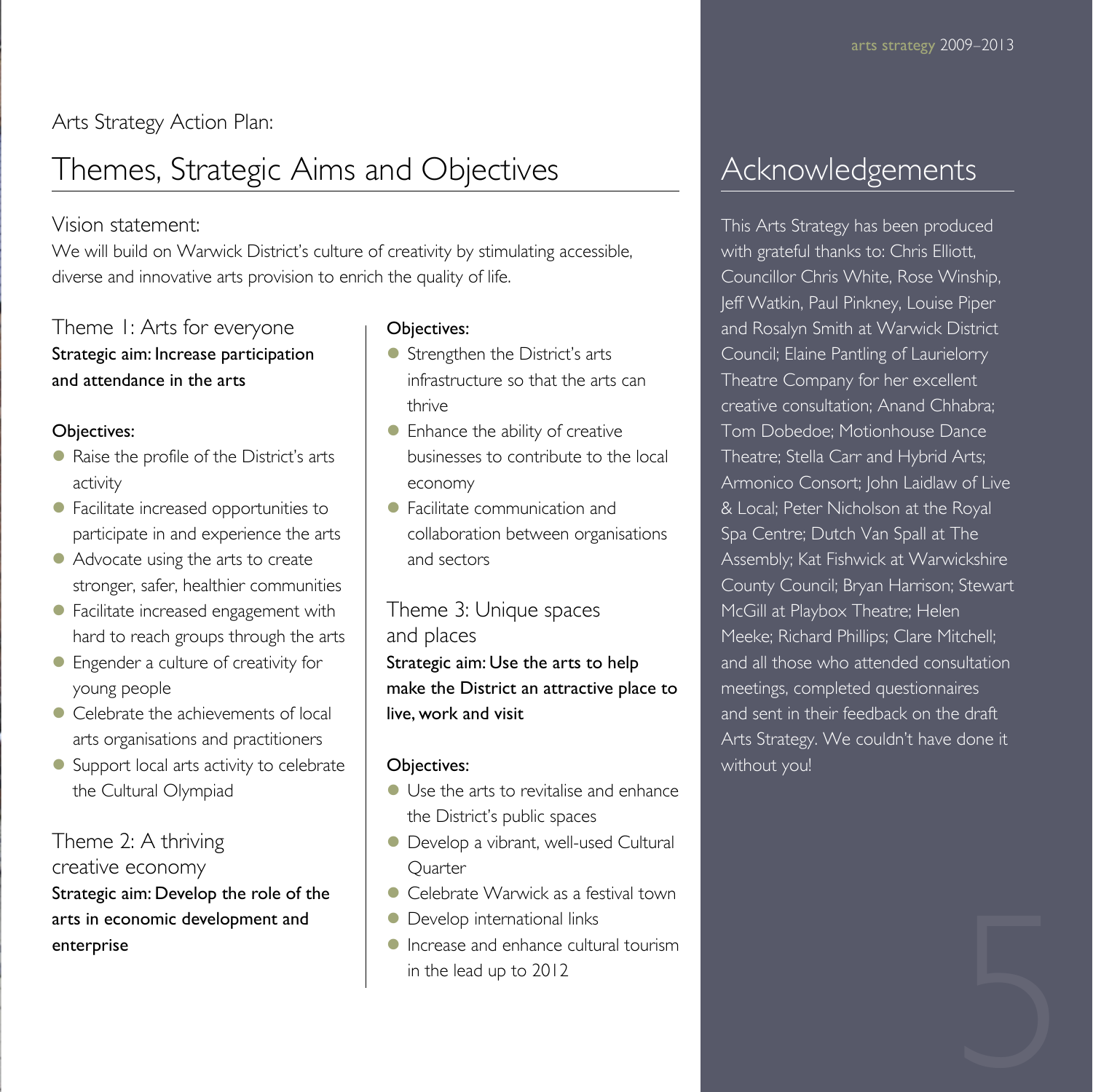Arts Strategy Action Plan:

# Themes, Strategic Aims and Objectives

## Vision statement:

We will build on Warwick District's culture of creativity by stimulating accessible, diverse and innovative arts provision to enrich the quality of life.

### Theme 1: Arts for everyone

**Strategic aim: Increase participation and attendance in the arts**

**Objectives:**

- Raise the profile of the District's arts activity
- Facilitate increased opportunities to participate in and experience the arts
- Advocate using the arts to create stronger, safer, healthier communities
- Facilitate increased engagement with hard to reach groups through the arts
- Engender a culture of creativity for young people
- Celebrate the achievements of local arts organisations and practitioners
- Support local arts activity to celebrate the Cultural Olympiad

### Theme 2: A thriving creative economy

**Strategic aim: Develop the role of the arts in economic development and enterprise**

**Objectives:**

- Strengthen the District's arts infrastructure so that the arts can thrive
- Enhance the ability of creative businesses to contribute to the local economy
- Facilitate communication and collaboration between organisations and sectors

### Theme 3: Unique spaces and places

**Strategic aim: Use the arts to help make the District an attractive place to live, work and visit**

**Objectives:**

- Use the arts to revitalise and enhance the District's public spaces
- Develop a vibrant, well-used Cultural Quarter
- Celebrate Warwick as a festival town
- Develop international links
- Increase and enhance cultural tourism in the lead up to 2012

# Acknowledgements

This Arts Strategy has been produced with grateful thanks to: Chris Elliott, Councillor Chris White, Rose Winship, Jeff Watkin, Paul Pinkney, Louise Piper and Rosalyn Smith at Warwick District Council; Elaine Pantling of Laurielorry Theatre Company for her excellent creative consultation; Anand Chhabra; Tom Dobedoe; Motionhouse Dance Theatre; Stella Carr and Hybrid Arts; Armonico Consort; John Laidlaw of Live & Local; Peter Nicholson at the Royal Spa Centre; Dutch Van Spall at The Assembly; Kat Fishwick at Warwickshire County Council; Bryan Harrison; Stewart McGill at Playbox Theatre; Helen Meeke; Richard Phillips; Clare Mitchell; and all those who attended consultation meetings, completed questionnaires and sent in their feedback on the draft Arts Strategy. We couldn't have done it without you!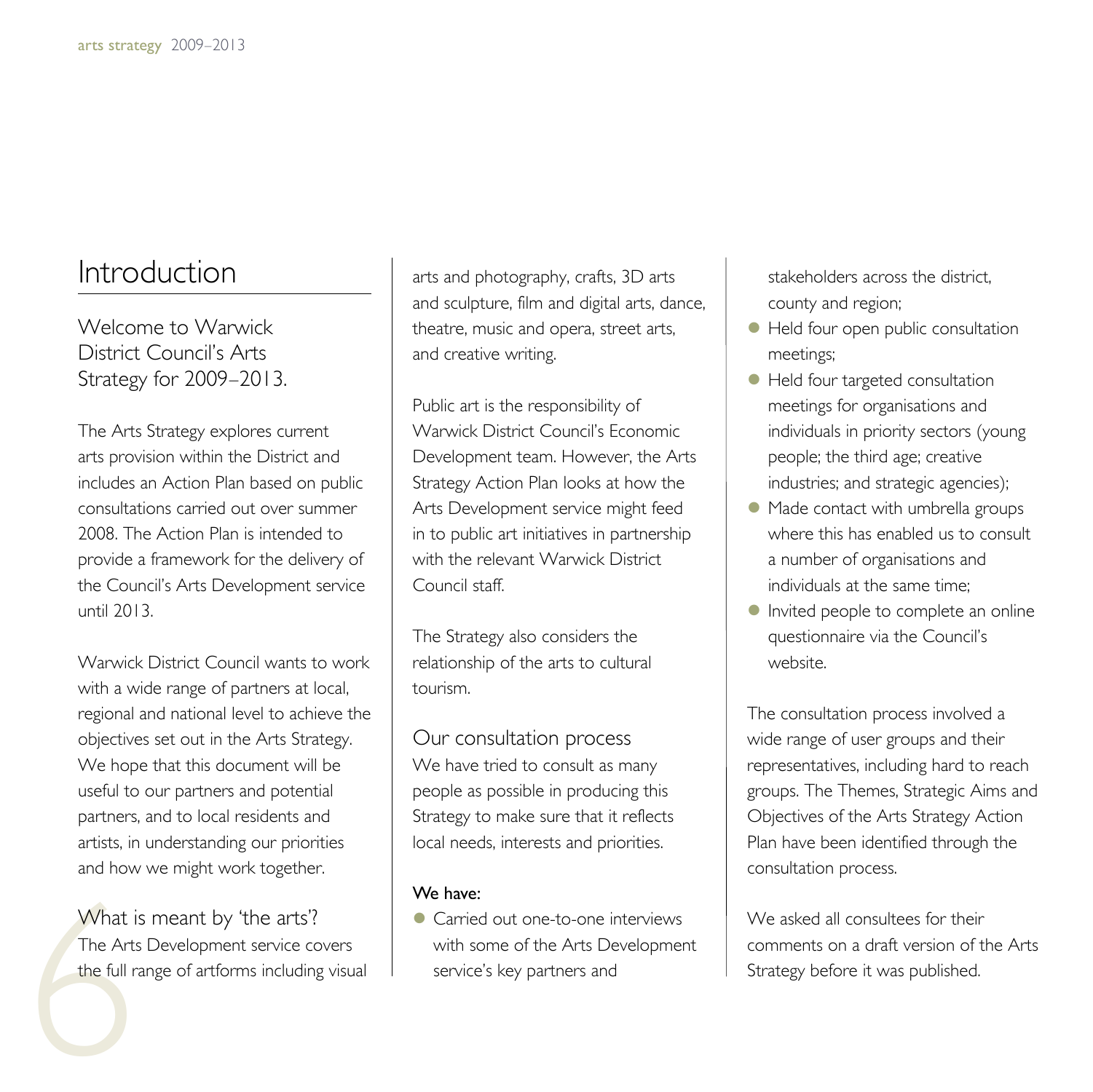# Introduction

## Welcome to Warwick District Council's Arts Strategy for 2009–2013.

The Arts Strategy explores current arts provision within the District and includes an Action Plan based on public consultations carried out over summer 2008. The Action Plan is intended to provide a framework for the delivery of the Council's Arts Development service until 2013.

Warwick District Council wants to work with a wide range of partners at local, regional and national level to achieve the objectives set out in the Arts Strategy. We hope that this document will be useful to our partners and potential partners, and to local residents and artists, in understanding our priorities and how we might work together.

## What is meant by 'the arts'?

The Arts Development service covers the full range of artforms including visual arts and photography, crafts, 3D arts and sculpture, film and digital arts, dance, theatre, music and opera, street arts, and creative writing.

Public art is the responsibility of Warwick District Council's Economic Development team. However, the Arts Strategy Action Plan looks at how the Arts Development service might feed in to public art initiatives in partnership with the relevant Warwick District Council staff.

The Strategy also considers the relationship of the arts to cultural tourism.

## Our consultation process

We have tried to consult as many people as possible in producing this Strategy to make sure that it reflects local needs, interests and priorities.

**We have:**

- Carried out one-to-one interviews with some of the Arts Development service's key partners and stakeholders across the district, county and region;
- Held four open public consultation meetings;
- Held four targeted consultation meetings for organisations and individuals in priority sectors (young people; the third age; creative industries; and strategic agencies);
- Made contact with umbrella groups where this has enabled us to consult a number of organisations and individuals at the same time;
- Invited people to complete an online questionnaire via the Council's website.

The consultation process involved a wide range of user groups and their representatives, including hard to reach groups. The Themes, Strategic Aims and Objectives of the Arts Strategy Action Plan have been identified through the consultation process.

We asked all consultees for their comments on a draft version of the Arts Strategy before it was published.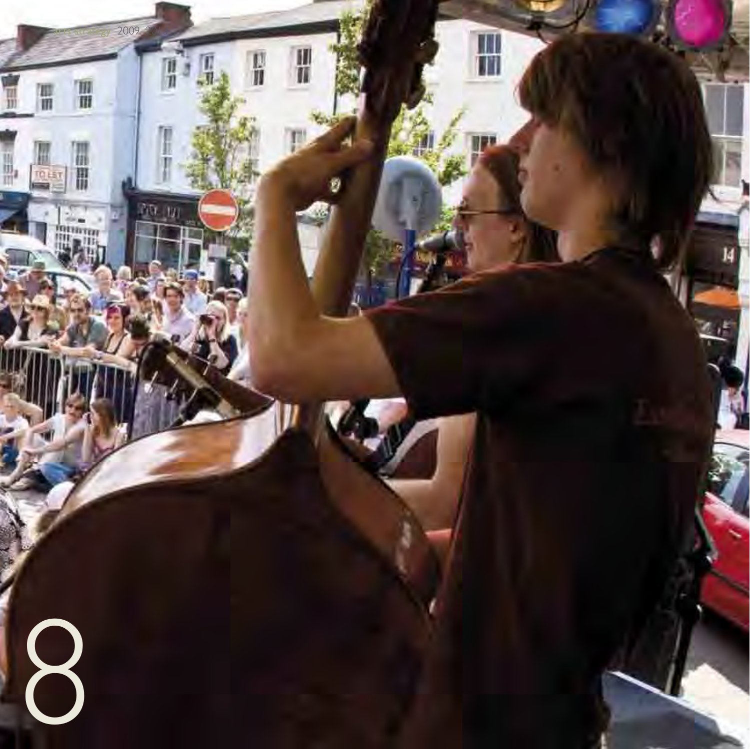# 8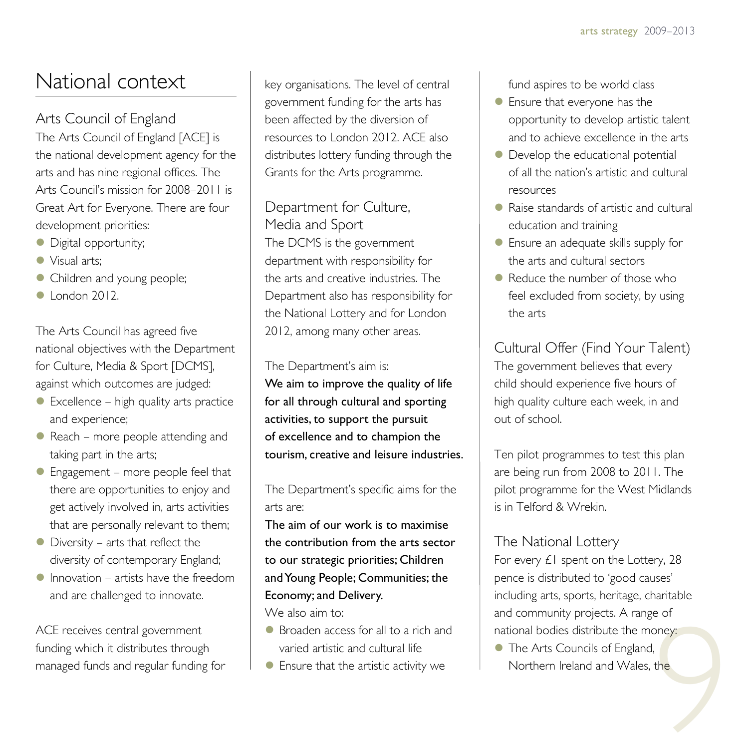# National context

## Arts Council of England

The Arts Council of England [ACE] is the national development agency for the arts and has nine regional offices. The Arts Council's mission for 2008–2011 is Great Art for Everyone. There are four development priorities:

- Digital opportunity;
- Visual arts;
- Children and young people;
- London 2012.

The Arts Council has agreed five national objectives with the Department for Culture, Media & Sport [DCMS], against which outcomes are judged:

- Excellence – high quality arts practice and experience;
- Reach – more people attending and taking part in the arts;
- Engagement – more people feel that there are opportunities to enjoy and get actively involved in, arts activities that are personally relevant to them;
- Diversity – arts that reflect the diversity of contemporary England;
- Innovation – artists have the freedom and are challenged to innovate.

ACE receives central government funding which it distributes through managed funds and regular funding for key organisations. The level of central government funding for the arts has been affected by the diversion of resources to London 2012. ACE also distributes lottery funding through the Grants for the Arts programme.

## Department for Culture, Media and Sport

The DCMS is the government department with responsibility for the arts and creative industries. The Department also has responsibility for the National Lottery and for London 2012, among many other areas.

The Department's aim is:

**We aim to improve the quality of life for all through cultural and sporting activities, to support the pursuit of excellence and to champion the tourism, creative and leisure industries.**

The Department's specific aims for the arts are:

**The aim of our work is to maximise the contribution from the arts sector to our strategic priorities; Children and Young People; Communities; the Economy; and Delivery.**

We also aim to:

- Broaden access for all to a rich and varied artistic and cultural life
- Ensure that the artistic activity we fund aspires to be world class
- Ensure that everyone has the opportunity to develop artistic talent and to achieve excellence in the arts
- Develop the educational potential of all the nation's artistic and cultural resources
- Raise standards of artistic and cultural education and training
- Ensure an adequate skills supply for the arts and cultural sectors
- Reduce the number of those who feel excluded from society, by using the arts

## Cultural Offer (Find Your Talent)

The government believes that every child should experience five hours of high quality culture each week, in and out of school.

Ten pilot programmes to test this plan are being run from 2008 to 2011. The pilot programme for the West Midlands is in Telford & Wrekin.

## The National Lottery

For every £1 spent on the Lottery, 28 pence is distributed to 'good causes' including arts, sports, heritage, charitable and community projects. A range of national bodies distribute the money:

- The Arts Councils of England, Northern Ireland and Wales, the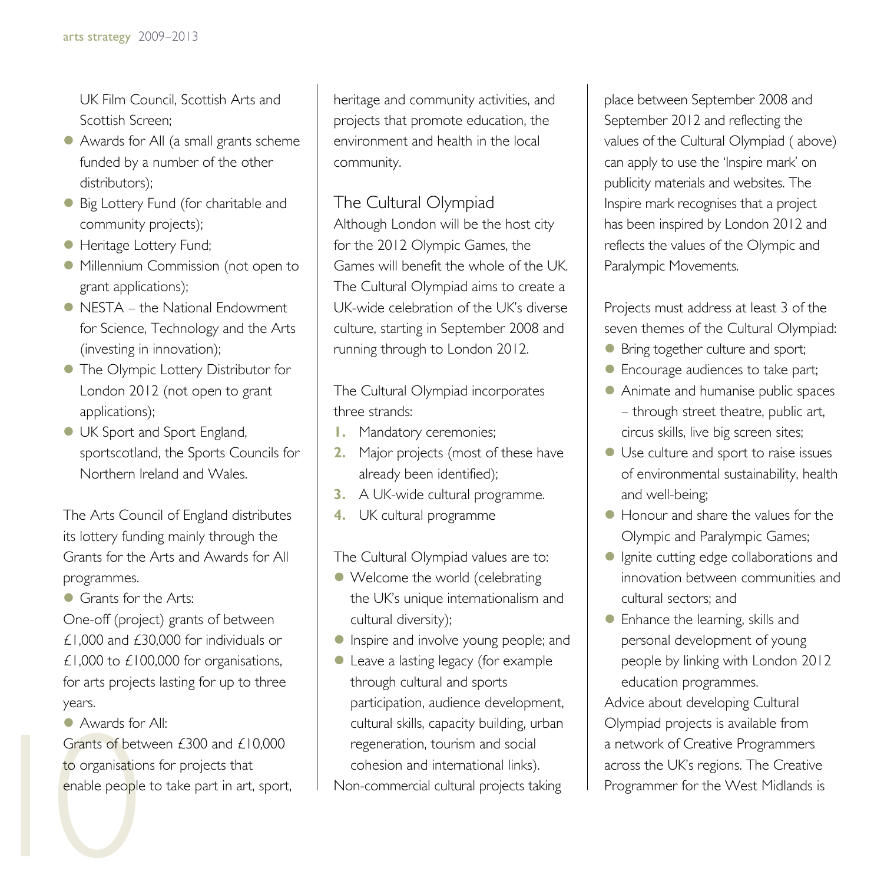UK Film Council, Scottish Arts and Scottish Screen;
- Awards for All (a small grants scheme funded by a number of the other distributors);
- Big Lottery Fund (for charitable and community projects);
- Heritage Lottery Fund;
- Millennium Commission (not open to grant applications);
- NESTA – the National Endowment for Science, Technology and the Arts (investing in innovation);
- The Olympic Lottery Distributor for London 2012 (not open to grant applications);
- UK Sport and Sport England, sportscotland, the Sports Councils for Northern Ireland and Wales.

The Arts Council of England distributes its lottery funding mainly through the Grants for the Arts and Awards for All programmes.

- Grants for the Arts:

One-off (project) grants of between £1,000 and £30,000 for individuals or £1,000 to £100,000 for organisations, for arts projects lasting for up to three years.

- Awards for All:

Grants of between £300 and £10,000 to organisations for projects that enable people to take part in art, sport, heritage and community activities, and projects that promote education, the environment and health in the local community.

## The Cultural Olympiad

Although London will be the host city for the 2012 Olympic Games, the Games will benefit the whole of the UK. The Cultural Olympiad aims to create a UK-wide celebration of the UK's diverse culture, starting in September 2008 and running through to London 2012.

The Cultural Olympiad incorporates three strands:

1. Mandatory ceremonies;
2. Major projects (most of these have already been identified);
3. A UK-wide cultural programme.
4. UK cultural programme

The Cultural Olympiad values are to:

- Welcome the world (celebrating the UK's unique internationalism and cultural diversity);
- Inspire and involve young people; and
- Leave a lasting legacy (for example through cultural and sports participation, audience development, cultural skills, capacity building, urban regeneration, tourism and social cohesion and international links).

Non-commercial cultural projects taking place between September 2008 and September 2012 and reflecting the values of the Cultural Olympiad ( above) can apply to use the 'Inspire mark' on publicity materials and websites. The Inspire mark recognises that a project has been inspired by London 2012 and reflects the values of the Olympic and Paralympic Movements.

Projects must address at least 3 of the seven themes of the Cultural Olympiad:

- Bring together culture and sport;
- Encourage audiences to take part;
- Animate and humanise public spaces – through street theatre, public art, circus skills, live big screen sites;
- Use culture and sport to raise issues of environmental sustainability, health and well-being;
- Honour and share the values for the Olympic and Paralympic Games;
- Ignite cutting edge collaborations and innovation between communities and cultural sectors; and
- Enhance the learning, skills and personal development of young people by linking with London 2012 education programmes.

Advice about developing Cultural Olympiad projects is available from a network of Creative Programmers across the UK's regions. The Creative Programmer for the West Midlands is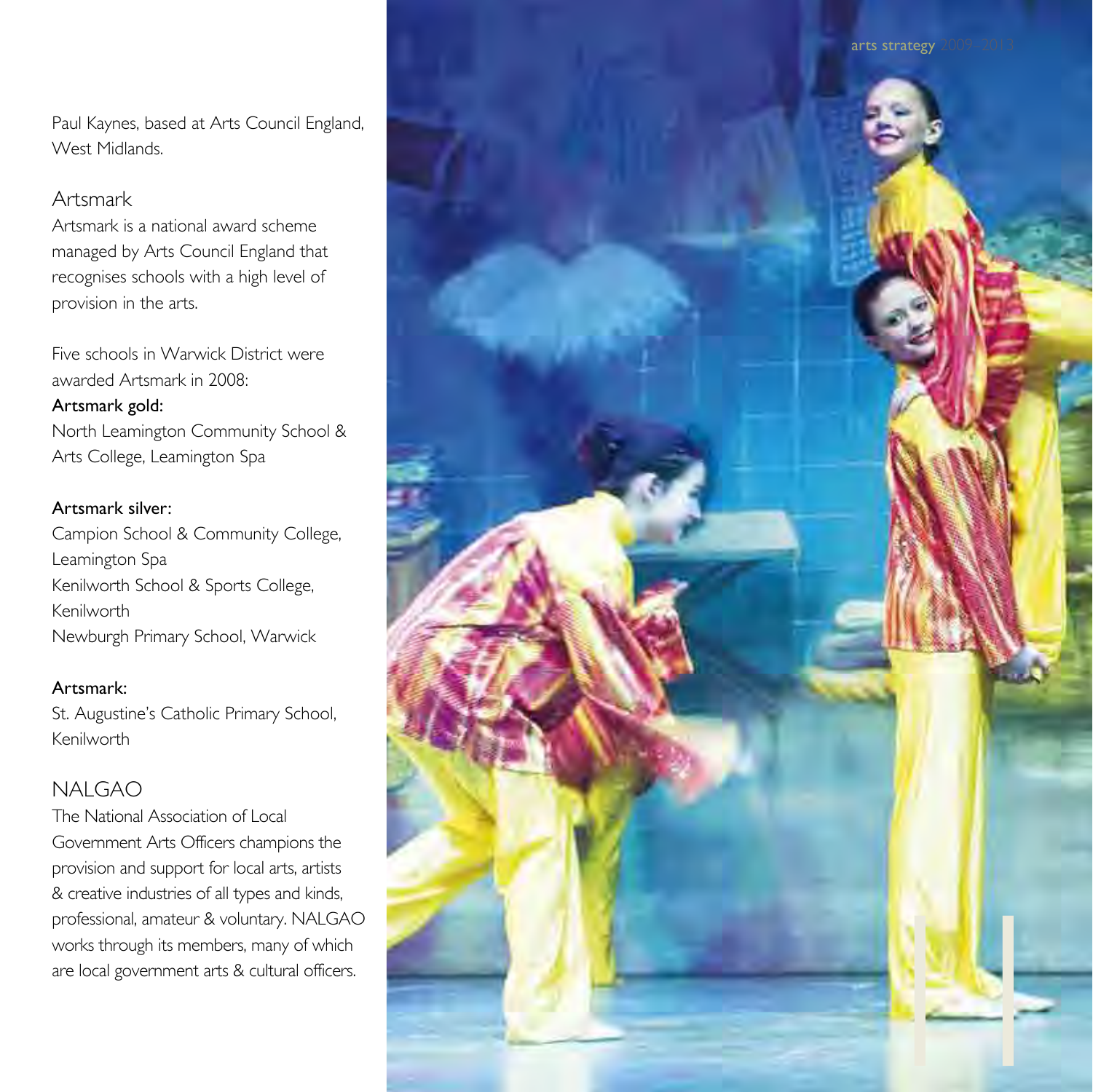Paul Kaynes, based at Arts Council England, West Midlands.

## Artsmark

Artsmark is a national award scheme managed by Arts Council England that recognises schools with a high level of provision in the arts.

Five schools in Warwick District were awarded Artsmark in 2008:

**Artsmark gold:**
North Leamington Community School & Arts College, Leamington Spa

**Artsmark silver:**
Campion School & Community College, Leamington Spa
Kenilworth School & Sports College, Kenilworth
Newburgh Primary School, Warwick

**Artsmark:**
St. Augustine's Catholic Primary School, Kenilworth

## NALGAO

The National Association of Local Government Arts Officers champions the provision and support for local arts, artists & creative industries of all types and kinds, professional, amateur & voluntary. NALGAO works through its members, many of which are local government arts & cultural officers.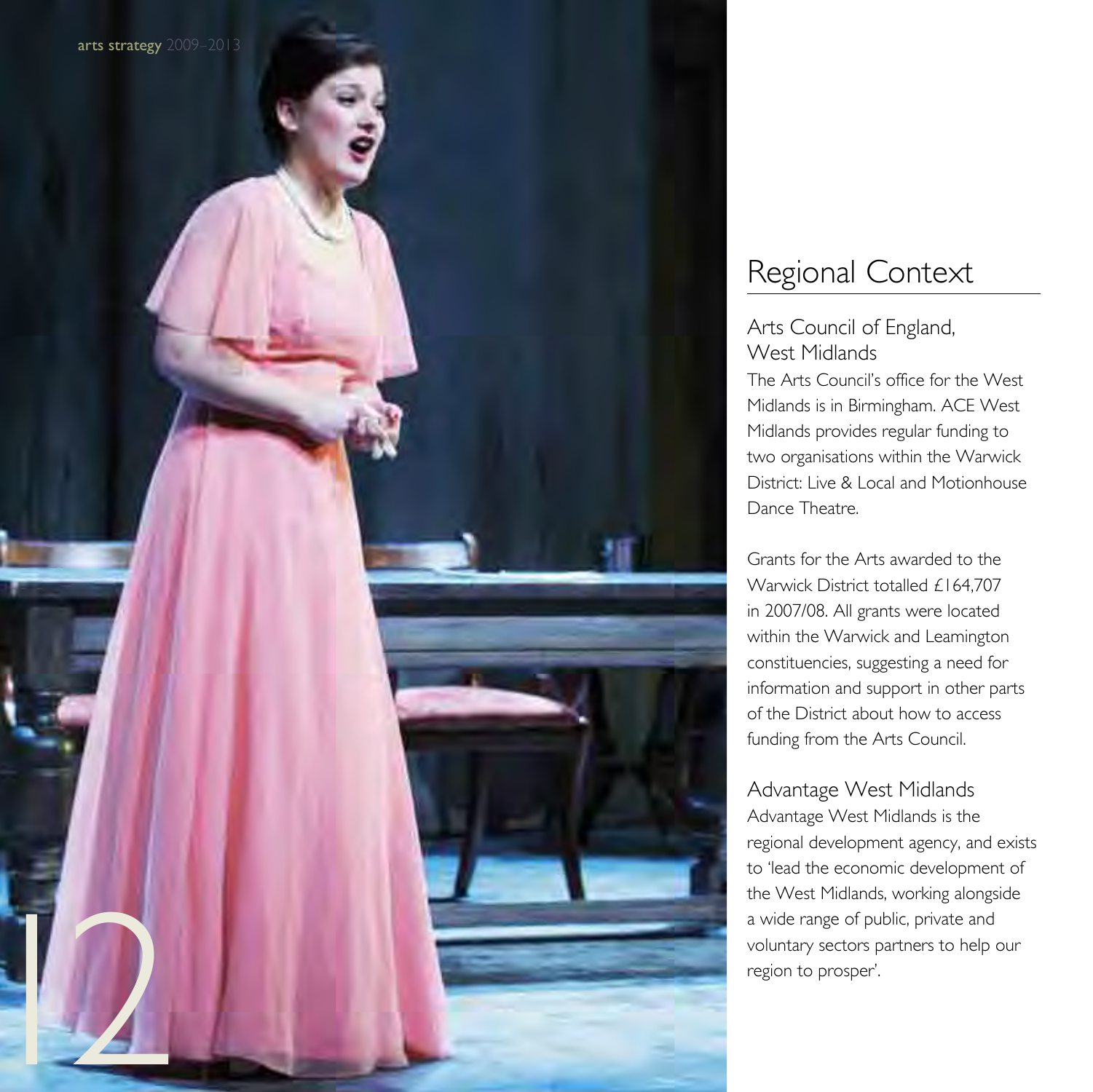# Regional Context

## Arts Council of England, West Midlands

The Arts Council's office for the West Midlands is in Birmingham. ACE West Midlands provides regular funding to two organisations within the Warwick District: Live & Local and Motionhouse Dance Theatre.

Grants for the Arts awarded to the Warwick District totalled £164,707 in 2007/08. All grants were located within the Warwick and Leamington constituencies, suggesting a need for information and support in other parts of the District about how to access funding from the Arts Council.

## Advantage West Midlands

Advantage West Midlands is the regional development agency, and exists to 'lead the economic development of the West Midlands, working alongside a wide range of public, private and voluntary sectors partners to help our region to prosper'.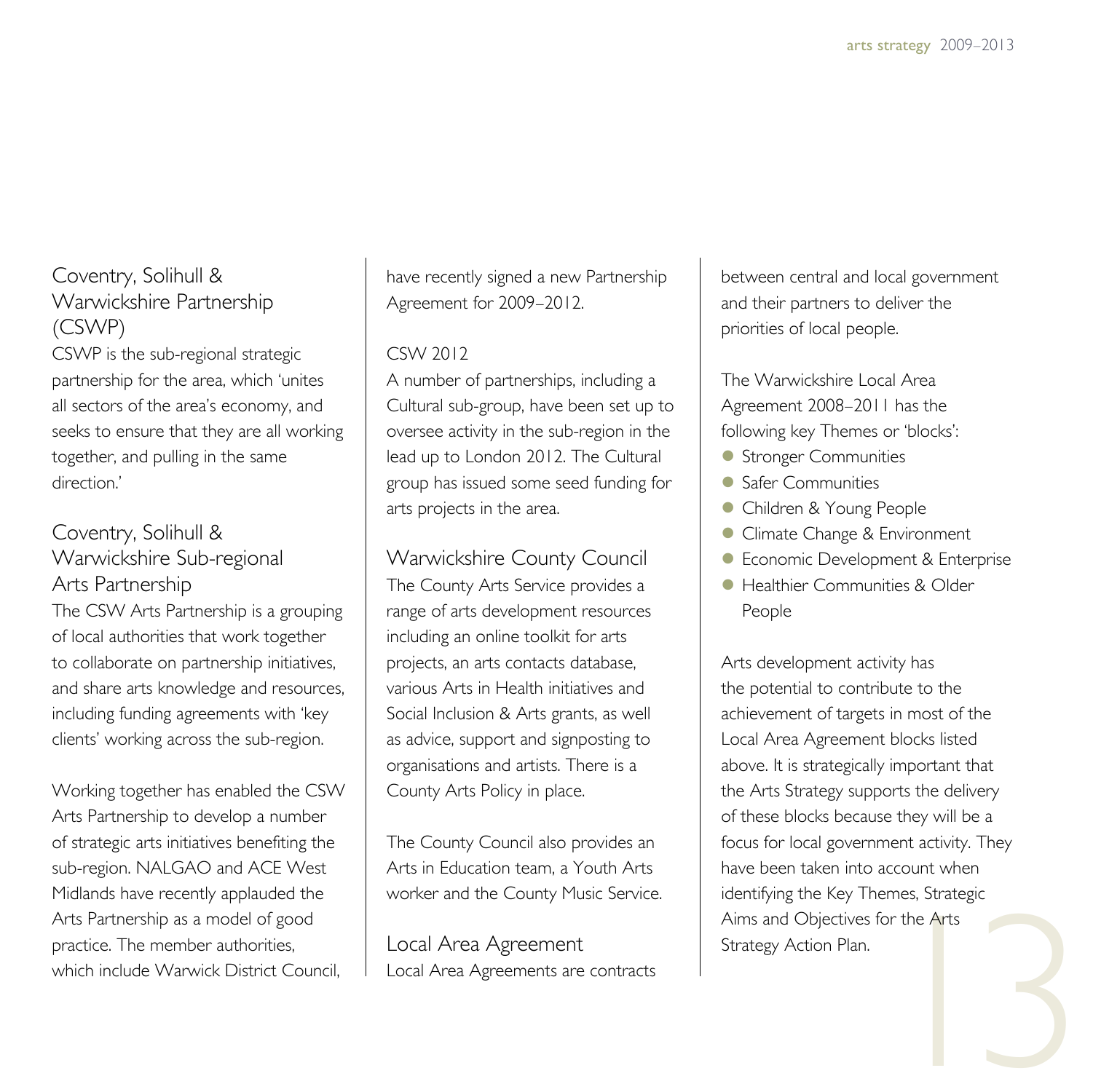## Coventry, Solihull & Warwickshire Partnership (CSWP)

CSWP is the sub-regional strategic partnership for the area, which 'unites all sectors of the area's economy, and seeks to ensure that they are all working together, and pulling in the same direction.'

## Coventry, Solihull & Warwickshire Sub-regional Arts Partnership

The CSW Arts Partnership is a grouping of local authorities that work together to collaborate on partnership initiatives, and share arts knowledge and resources, including funding agreements with 'key clients' working across the sub-region.

Working together has enabled the CSW Arts Partnership to develop a number of strategic arts initiatives benefiting the sub-region. NALGAO and ACE West Midlands have recently applauded the Arts Partnership as a model of good practice. The member authorities, which include Warwick District Council, have recently signed a new Partnership Agreement for 2009–2012.

### CSW 2012

A number of partnerships, including a Cultural sub-group, have been set up to oversee activity in the sub-region in the lead up to London 2012. The Cultural group has issued some seed funding for arts projects in the area.

## Warwickshire County Council

The County Arts Service provides a range of arts development resources including an online toolkit for arts projects, an arts contacts database, various Arts in Health initiatives and Social Inclusion & Arts grants, as well as advice, support and signposting to organisations and artists. There is a County Arts Policy in place.

The County Council also provides an Arts in Education team, a Youth Arts worker and the County Music Service.

## Local Area Agreement

Local Area Agreements are contracts between central and local government and their partners to deliver the priorities of local people.

The Warwickshire Local Area Agreement 2008–2011 has the following key Themes or 'blocks':

- Stronger Communities
- Safer Communities
- Children & Young People
- Climate Change & Environment
- Economic Development & Enterprise
- Healthier Communities & Older People

Arts development activity has the potential to contribute to the achievement of targets in most of the Local Area Agreement blocks listed above. It is strategically important that the Arts Strategy supports the delivery of these blocks because they will be a focus for local government activity. They have been taken into account when identifying the Key Themes, Strategic Aims and Objectives for the Arts Strategy Action Plan.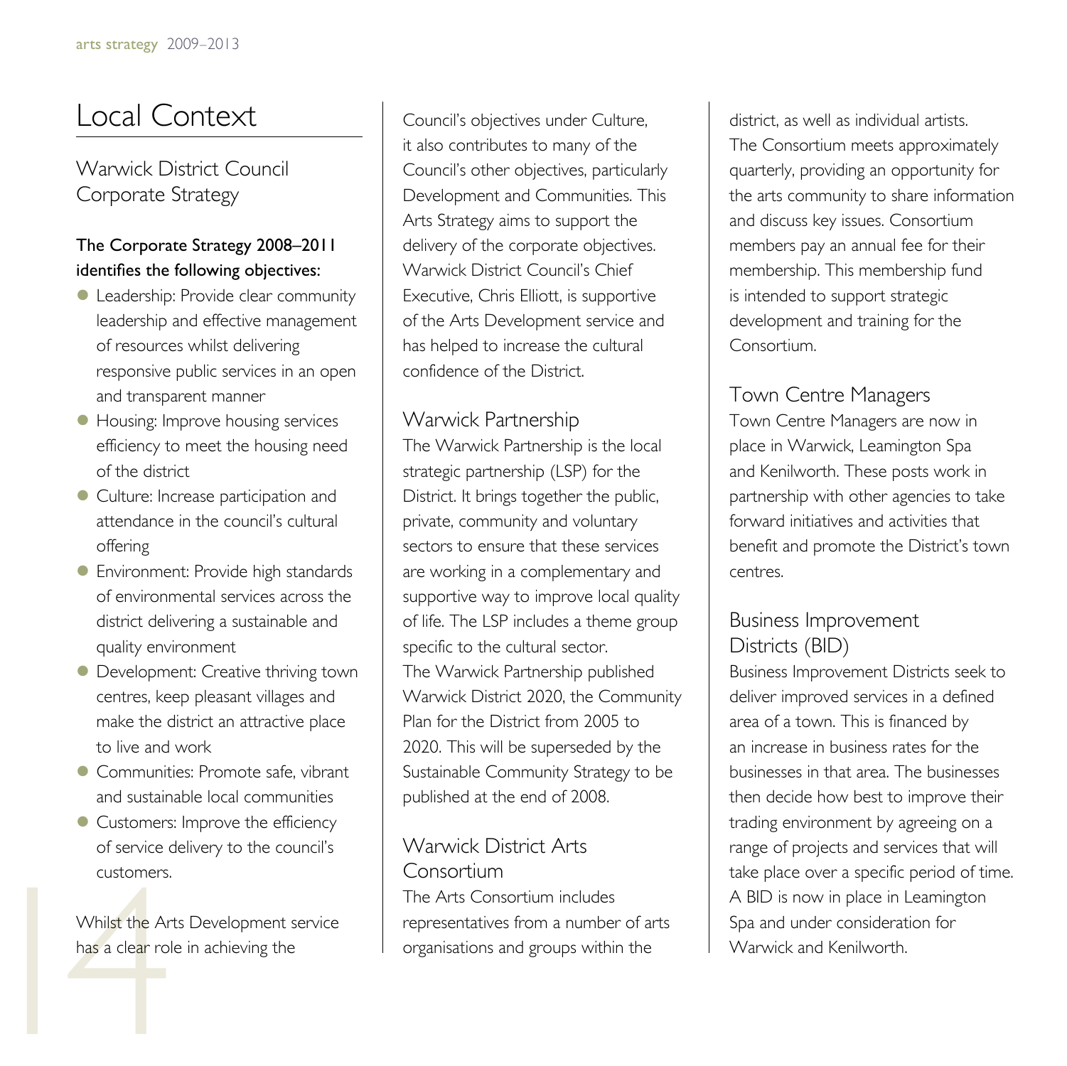# Local Context

## Warwick District Council Corporate Strategy

**The Corporate Strategy 2008–2011 identifies the following objectives:**

- Leadership: Provide clear community leadership and effective management of resources whilst delivering responsive public services in an open and transparent manner
- Housing: Improve housing services efficiency to meet the housing need of the district
- Culture: Increase participation and attendance in the council's cultural offering
- Environment: Provide high standards of environmental services across the district delivering a sustainable and quality environment
- Development: Creative thriving town centres, keep pleasant villages and make the district an attractive place to live and work
- Communities: Promote safe, vibrant and sustainable local communities
- Customers: Improve the efficiency of service delivery to the council's customers.

Whilst the Arts Development service has a clear role in achieving the Council's objectives under Culture, it also contributes to many of the Council's other objectives, particularly Development and Communities. This Arts Strategy aims to support the delivery of the corporate objectives. Warwick District Council's Chief Executive, Chris Elliott, is supportive of the Arts Development service and has helped to increase the cultural confidence of the District.

## Warwick Partnership

The Warwick Partnership is the local strategic partnership (LSP) for the District. It brings together the public, private, community and voluntary sectors to ensure that these services are working in a complementary and supportive way to improve local quality of life. The LSP includes a theme group specific to the cultural sector. The Warwick Partnership published Warwick District 2020, the Community Plan for the District from 2005 to 2020. This will be superseded by the Sustainable Community Strategy to be published at the end of 2008.

## Warwick District Arts Consortium

The Arts Consortium includes representatives from a number of arts organisations and groups within the district, as well as individual artists. The Consortium meets approximately quarterly, providing an opportunity for the arts community to share information and discuss key issues. Consortium members pay an annual fee for their membership. This membership fund is intended to support strategic development and training for the Consortium.

## Town Centre Managers

Town Centre Managers are now in place in Warwick, Leamington Spa and Kenilworth. These posts work in partnership with other agencies to take forward initiatives and activities that benefit and promote the District's town centres.

## Business Improvement Districts (BID)

Business Improvement Districts seek to deliver improved services in a defined area of a town. This is financed by an increase in business rates for the businesses in that area. The businesses then decide how best to improve their trading environment by agreeing on a range of projects and services that will take place over a specific period of time. A BID is now in place in Leamington Spa and under consideration for Warwick and Kenilworth.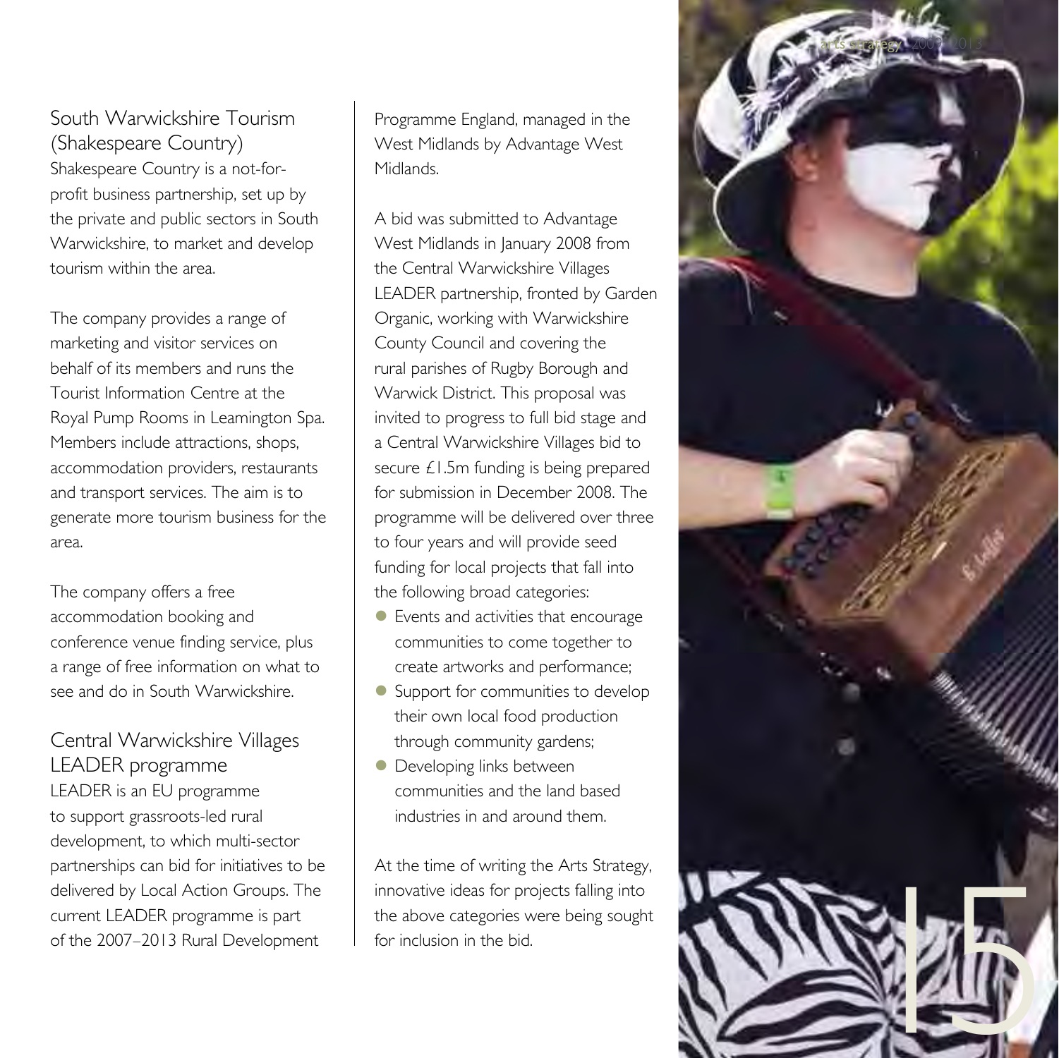## South Warwickshire Tourism (Shakespeare Country)

Shakespeare Country is a not-for-profit business partnership, set up by the private and public sectors in South Warwickshire, to market and develop tourism within the area.

The company provides a range of marketing and visitor services on behalf of its members and runs the Tourist Information Centre at the Royal Pump Rooms in Leamington Spa. Members include attractions, shops, accommodation providers, restaurants and transport services. The aim is to generate more tourism business for the area.

The company offers a free accommodation booking and conference venue finding service, plus a range of free information on what to see and do in South Warwickshire.

## Central Warwickshire Villages LEADER programme

LEADER is an EU programme to support grassroots-led rural development, to which multi-sector partnerships can bid for initiatives to be delivered by Local Action Groups. The current LEADER programme is part of the 2007–2013 Rural Development Programme England, managed in the West Midlands by Advantage West Midlands.

A bid was submitted to Advantage West Midlands in January 2008 from the Central Warwickshire Villages LEADER partnership, fronted by Garden Organic, working with Warwickshire County Council and covering the rural parishes of Rugby Borough and Warwick District. This proposal was invited to progress to full bid stage and a Central Warwickshire Villages bid to secure £1.5m funding is being prepared for submission in December 2008. The programme will be delivered over three to four years and will provide seed funding for local projects that fall into the following broad categories:

- Events and activities that encourage communities to come together to create artworks and performance;
- Support for communities to develop their own local food production through community gardens;
- Developing links between communities and the land based industries in and around them.

At the time of writing the Arts Strategy, innovative ideas for projects falling into the above categories were being sought for inclusion in the bid.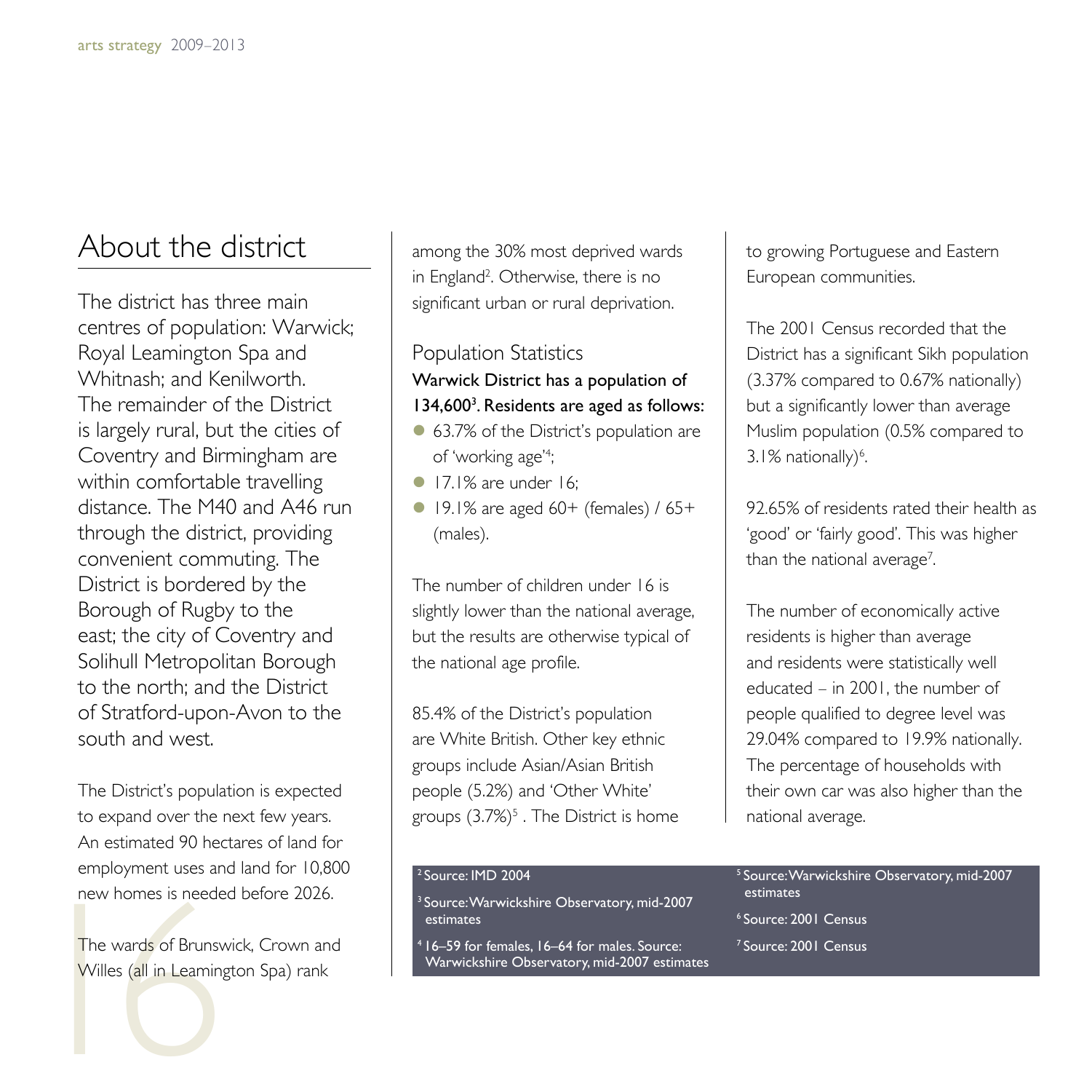## About the district

The district has three main centres of population: Warwick; Royal Leamington Spa and Whitnash; and Kenilworth. The remainder of the District is largely rural, but the cities of Coventry and Birmingham are within comfortable travelling distance. The M40 and A46 run through the district, providing convenient commuting. The District is bordered by the Borough of Rugby to the east; the city of Coventry and Solihull Metropolitan Borough to the north; and the District of Stratford-upon-Avon to the south and west.

The District's population is expected to expand over the next few years. An estimated 90 hectares of land for employment uses and land for 10,800 new homes is needed before 2026.

The wards of Brunswick, Crown and Willes (all in Leamington Spa) rank among the 30% most deprived wards in England[2]. Otherwise, there is no significant urban or rural deprivation.

### Population Statistics

**Warwick District has a population of 134,600[3]. Residents are aged as follows:**

- 63.7% of the District's population are of 'working age'[4];
- 17.1% are under 16;
- 19.1% are aged 60+ (females) / 65+ (males).

The number of children under 16 is slightly lower than the national average, but the results are otherwise typical of the national age profile.

85.4% of the District's population are White British. Other key ethnic groups include Asian/Asian British people (5.2%) and 'Other White' groups (3.7%)[5] . The District is home to growing Portuguese and Eastern European communities.

The 2001 Census recorded that the District has a significant Sikh population (3.37% compared to 0.67% nationally) but a significantly lower than average Muslim population (0.5% compared to 3.1% nationally)[6].

92.65% of residents rated their health as 'good' or 'fairly good'. This was higher than the national average[7].

The number of economically active residents is higher than average and residents were statistically well educated – in 2001, the number of people qualified to degree level was 29.04% compared to 19.9% nationally. The percentage of households with their own car was also higher than the national average.

[2] Source: IMD 2004

[3] Source: Warwickshire Observatory, mid-2007 estimates

[4] 16–59 for females, 16–64 for males. Source: Warwickshire Observatory, mid-2007 estimates

[5] Source: Warwickshire Observatory, mid-2007 estimates

[6] Source: 2001 Census

[7] Source: 2001 Census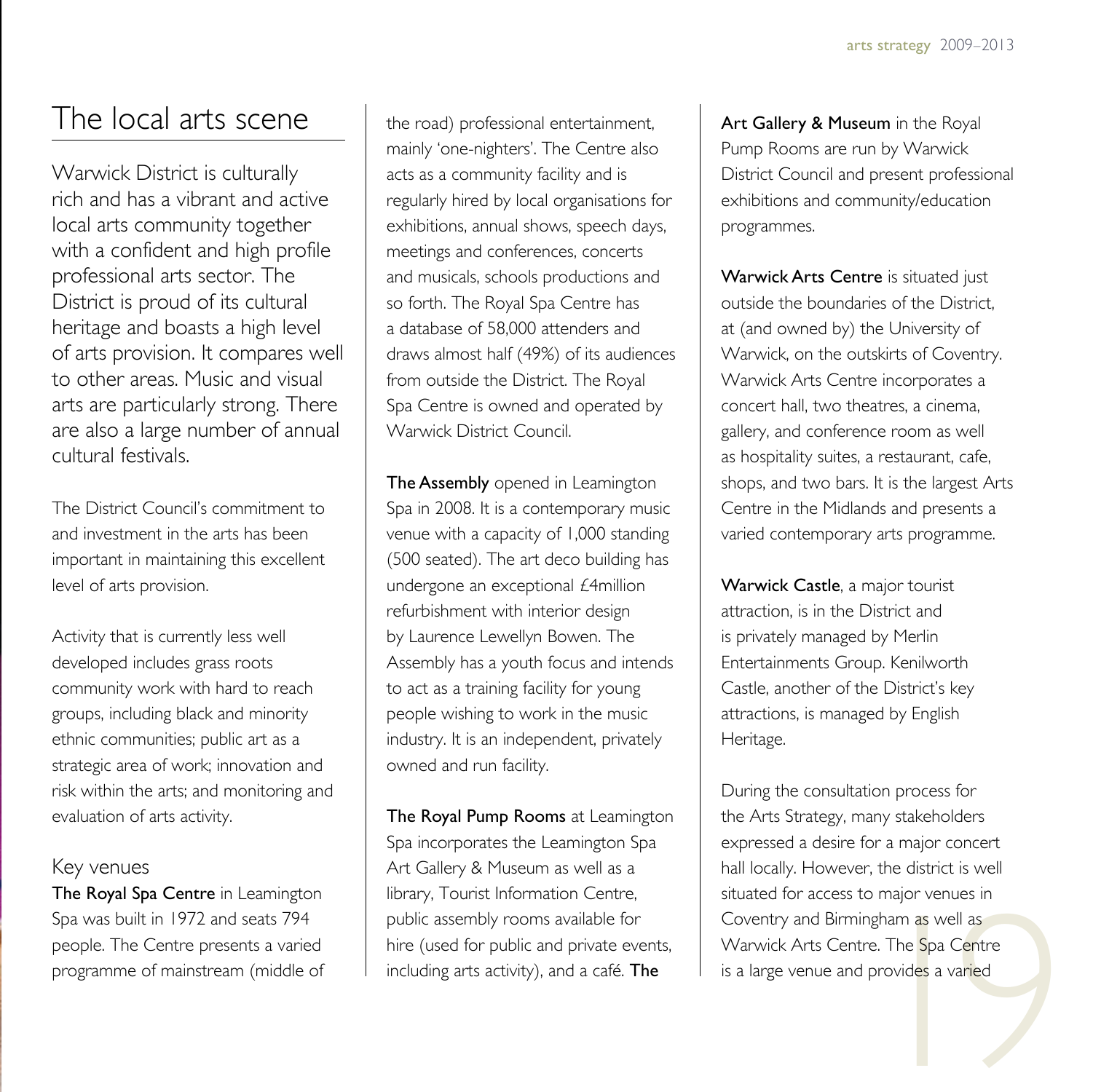# The local arts scene

Warwick District is culturally rich and has a vibrant and active local arts community together with a confident and high profile professional arts sector. The District is proud of its cultural heritage and boasts a high level of arts provision. It compares well to other areas. Music and visual arts are particularly strong. There are also a large number of annual cultural festivals.

The District Council's commitment to and investment in the arts has been important in maintaining this excellent level of arts provision.

Activity that is currently less well developed includes grass roots community work with hard to reach groups, including black and minority ethnic communities; public art as a strategic area of work; innovation and risk within the arts; and monitoring and evaluation of arts activity.

## Key venues

**The Royal Spa Centre** in Leamington Spa was built in 1972 and seats 794 people. The Centre presents a varied programme of mainstream (middle of the road) professional entertainment, mainly 'one-nighters'. The Centre also acts as a community facility and is regularly hired by local organisations for exhibitions, annual shows, speech days, meetings and conferences, concerts and musicals, schools productions and so forth. The Royal Spa Centre has a database of 58,000 attenders and draws almost half (49%) of its audiences from outside the District. The Royal Spa Centre is owned and operated by Warwick District Council.

**The Assembly** opened in Leamington Spa in 2008. It is a contemporary music venue with a capacity of 1,000 standing (500 seated). The art deco building has undergone an exceptional £4million refurbishment with interior design by Laurence Lewellyn Bowen. The Assembly has a youth focus and intends to act as a training facility for young people wishing to work in the music industry. It is an independent, privately owned and run facility.

**The Royal Pump Rooms** at Leamington Spa incorporates the Leamington Spa Art Gallery & Museum as well as a library, Tourist Information Centre, public assembly rooms available for hire (used for public and private events, including arts activity), and a café. **The Art Gallery & Museum** in the Royal Pump Rooms are run by Warwick District Council and present professional exhibitions and community/education programmes.

**Warwick Arts Centre** is situated just outside the boundaries of the District, at (and owned by) the University of Warwick, on the outskirts of Coventry. Warwick Arts Centre incorporates a concert hall, two theatres, a cinema, gallery, and conference room as well as hospitality suites, a restaurant, cafe, shops, and two bars. It is the largest Arts Centre in the Midlands and presents a varied contemporary arts programme.

**Warwick Castle**, a major tourist attraction, is in the District and is privately managed by Merlin Entertainments Group. Kenilworth Castle, another of the District's key attractions, is managed by English Heritage.

During the consultation process for the Arts Strategy, many stakeholders expressed a desire for a major concert hall locally. However, the district is well situated for access to major venues in Coventry and Birmingham as well as Warwick Arts Centre. The Spa Centre is a large venue and provides a varied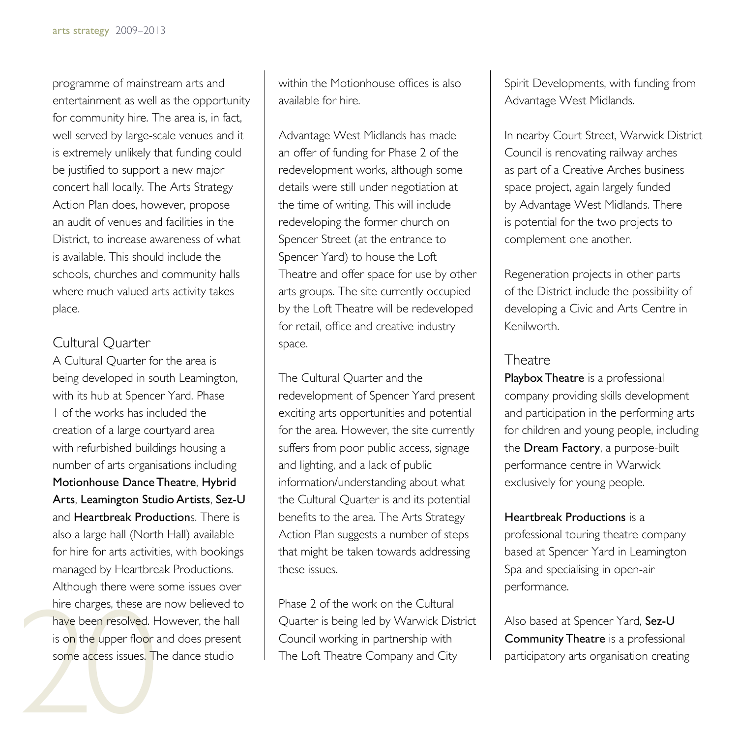programme of mainstream arts and entertainment as well as the opportunity for community hire. The area is, in fact, well served by large-scale venues and it is extremely unlikely that funding could be justified to support a new major concert hall locally. The Arts Strategy Action Plan does, however, propose an audit of venues and facilities in the District, to increase awareness of what is available. This should include the schools, churches and community halls where much valued arts activity takes place.

## Cultural Quarter

A Cultural Quarter for the area is being developed in south Leamington, with its hub at Spencer Yard. Phase 1 of the works has included the creation of a large courtyard area with refurbished buildings housing a number of arts organisations including **Motionhouse Dance Theatre**, **Hybrid Arts**, **Leamington Studio Artists**, **Sez-U** and **Heartbreak Production**s. There is also a large hall (North Hall) available for hire for arts activities, with bookings managed by Heartbreak Productions. Although there were some issues over hire charges, these are now believed to have been resolved. However, the hall is on the upper floor and does present some access issues. The dance studio within the Motionhouse offices is also available for hire.

Advantage West Midlands has made an offer of funding for Phase 2 of the redevelopment works, although some details were still under negotiation at the time of writing. This will include redeveloping the former church on Spencer Street (at the entrance to Spencer Yard) to house the Loft Theatre and offer space for use by other arts groups. The site currently occupied by the Loft Theatre will be redeveloped for retail, office and creative industry space.

The Cultural Quarter and the redevelopment of Spencer Yard present exciting arts opportunities and potential for the area. However, the site currently suffers from poor public access, signage and lighting, and a lack of public information/understanding about what the Cultural Quarter is and its potential benefits to the area. The Arts Strategy Action Plan suggests a number of steps that might be taken towards addressing these issues.

Phase 2 of the work on the Cultural Quarter is being led by Warwick District Council working in partnership with The Loft Theatre Company and City Spirit Developments, with funding from Advantage West Midlands.

In nearby Court Street, Warwick District Council is renovating railway arches as part of a Creative Arches business space project, again largely funded by Advantage West Midlands. There is potential for the two projects to complement one another.

Regeneration projects in other parts of the District include the possibility of developing a Civic and Arts Centre in Kenilworth.

## Theatre

**Playbox Theatre** is a professional company providing skills development and participation in the performing arts for children and young people, including the **Dream Factory**, a purpose-built performance centre in Warwick exclusively for young people.

**Heartbreak Productions** is a professional touring theatre company based at Spencer Yard in Leamington Spa and specialising in open-air performance.

Also based at Spencer Yard, **Sez-U Community Theatre** is a professional participatory arts organisation creating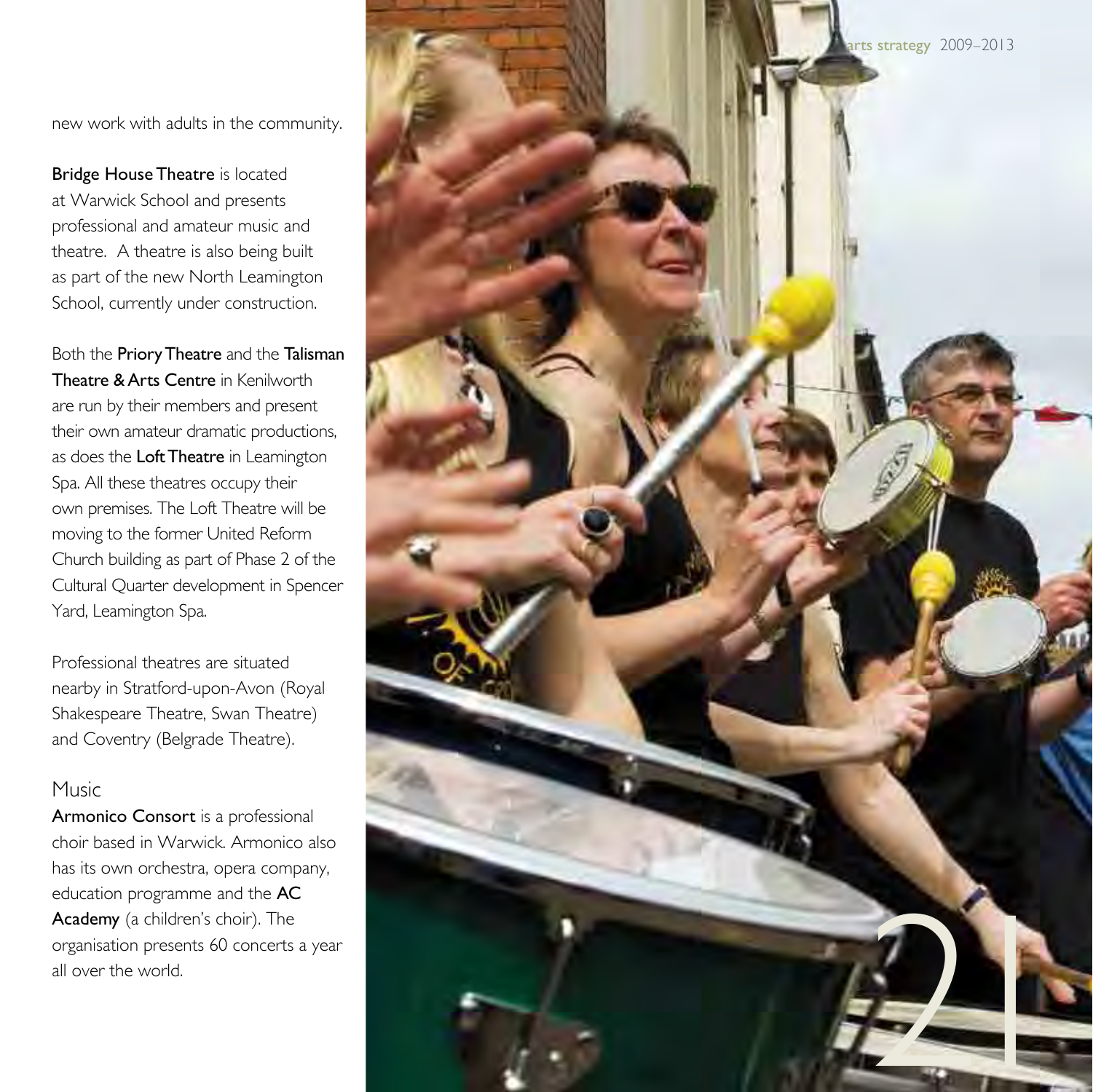new work with adults in the community.

**Bridge House Theatre** is located at Warwick School and presents professional and amateur music and theatre. A theatre is also being built as part of the new North Leamington School, currently under construction.

Both the **Priory Theatre** and the **Talisman Theatre & Arts Centre** in Kenilworth are run by their members and present their own amateur dramatic productions, as does the **Loft Theatre** in Leamington Spa. All these theatres occupy their own premises. The Loft Theatre will be moving to the former United Reform Church building as part of Phase 2 of the Cultural Quarter development in Spencer Yard, Leamington Spa.

Professional theatres are situated nearby in Stratford-upon-Avon (Royal Shakespeare Theatre, Swan Theatre) and Coventry (Belgrade Theatre).

## Music

**Armonico Consort** is a professional choir based in Warwick. Armonico also has its own orchestra, opera company, education programme and the **AC Academy** (a children's choir). The organisation presents 60 concerts a year all over the world.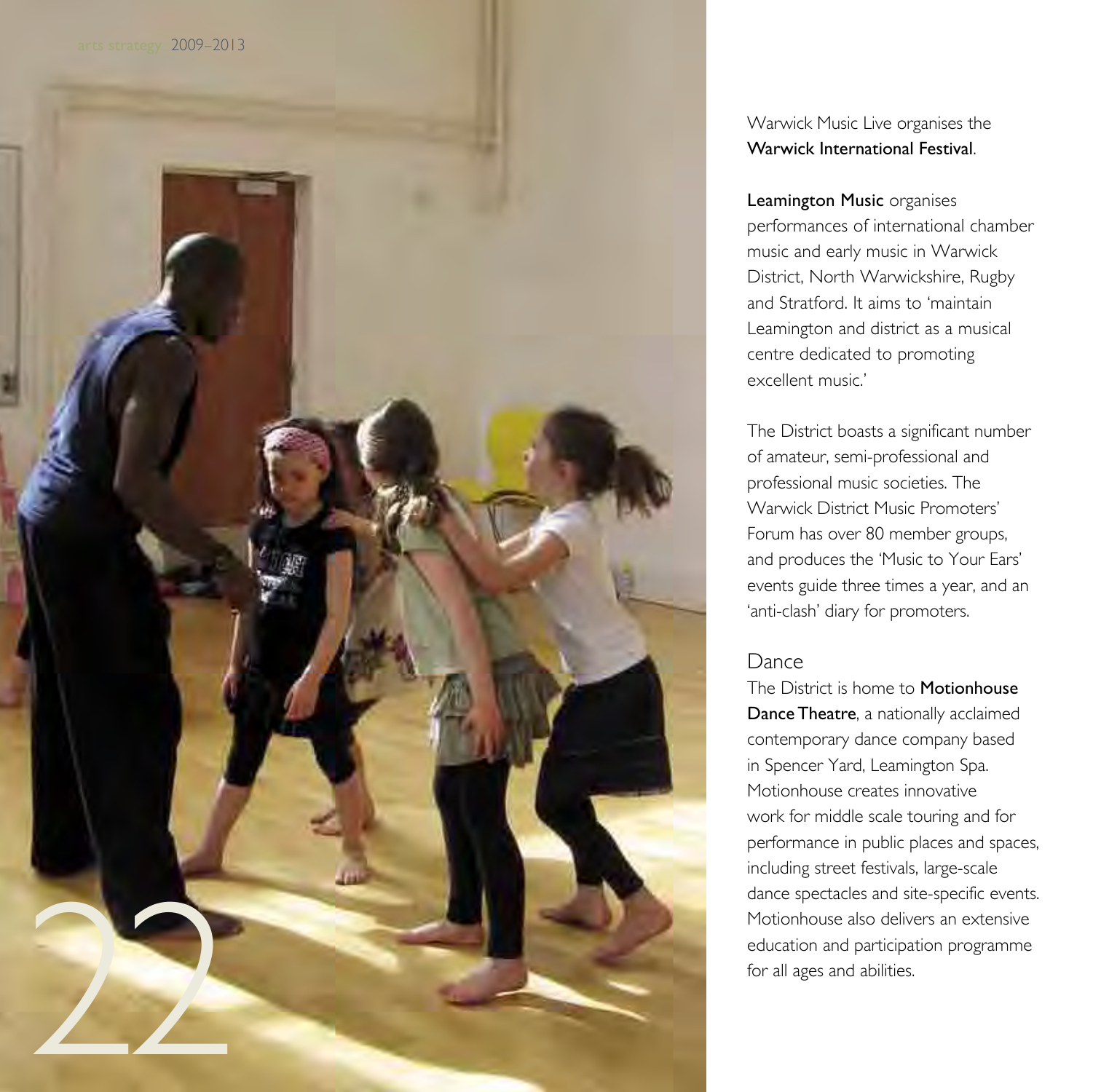Warwick Music Live organises the **Warwick International Festival**.

**Leamington Music** organises performances of international chamber music and early music in Warwick District, North Warwickshire, Rugby and Stratford. It aims to 'maintain Leamington and district as a musical centre dedicated to promoting excellent music.'

The District boasts a significant number of amateur, semi-professional and professional music societies. The Warwick District Music Promoters' Forum has over 80 member groups, and produces the 'Music to Your Ears' events guide three times a year, and an 'anti-clash' diary for promoters.

## Dance

The District is home to **Motionhouse Dance Theatre**, a nationally acclaimed contemporary dance company based in Spencer Yard, Leamington Spa. Motionhouse creates innovative work for middle scale touring and for performance in public places and spaces, including street festivals, large-scale dance spectacles and site-specific events. Motionhouse also delivers an extensive education and participation programme for all ages and abilities.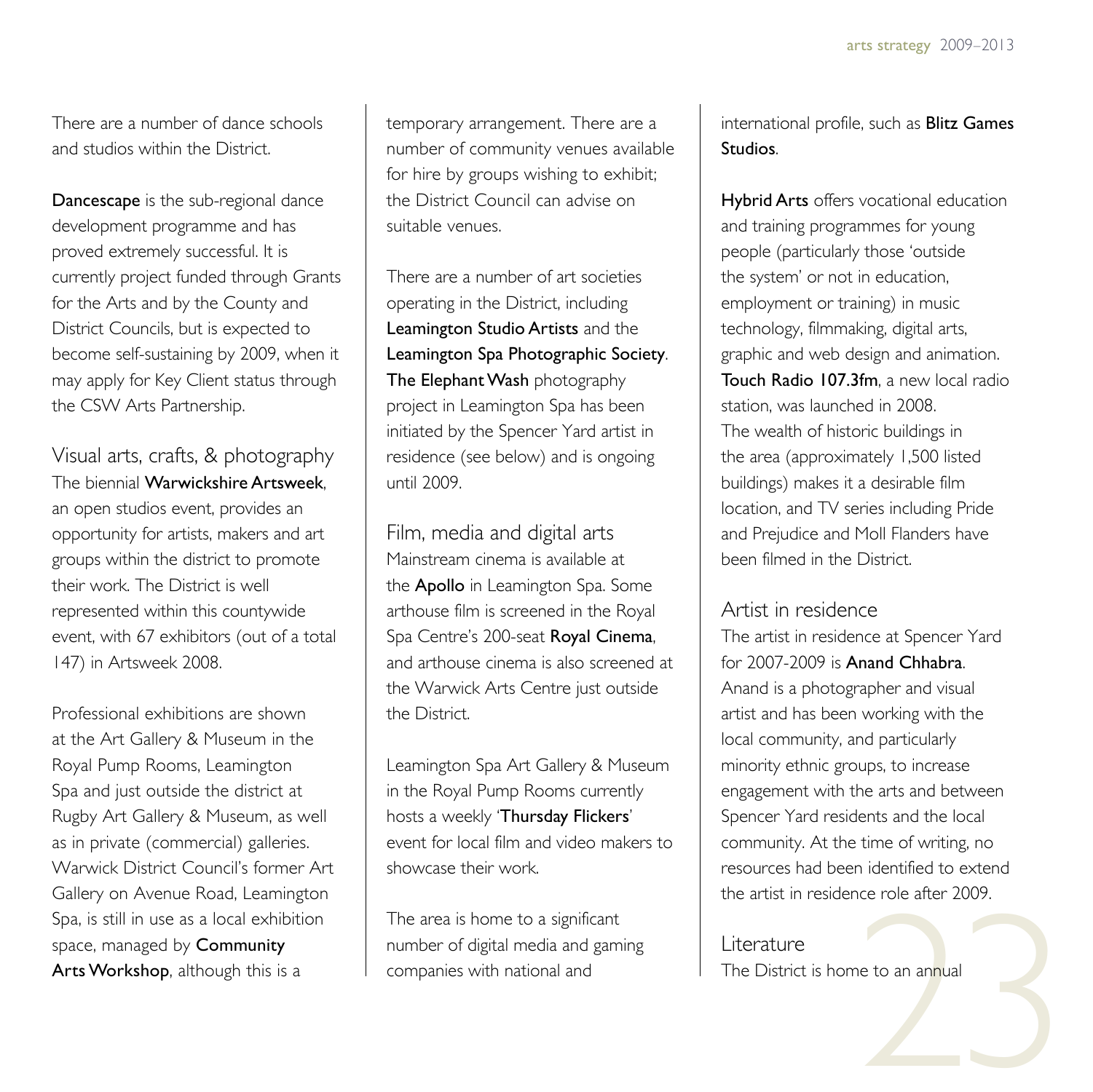There are a number of dance schools and studios within the District.

**Dancescape** is the sub-regional dance development programme and has proved extremely successful. It is currently project funded through Grants for the Arts and by the County and District Councils, but is expected to become self-sustaining by 2009, when it may apply for Key Client status through the CSW Arts Partnership.

## Visual arts, crafts, & photography

The biennial **Warwickshire Artsweek**, an open studios event, provides an opportunity for artists, makers and art groups within the district to promote their work. The District is well represented within this countywide event, with 67 exhibitors (out of a total 147) in Artsweek 2008.

Professional exhibitions are shown at the Art Gallery & Museum in the Royal Pump Rooms, Leamington Spa and just outside the district at Rugby Art Gallery & Museum, as well as in private (commercial) galleries. Warwick District Council's former Art Gallery on Avenue Road, Leamington Spa, is still in use as a local exhibition space, managed by **Community Arts Workshop**, although this is a temporary arrangement. There are a number of community venues available for hire by groups wishing to exhibit; the District Council can advise on suitable venues.

There are a number of art societies operating in the District, including **Leamington Studio Artists** and the **Leamington Spa Photographic Society**. **The Elephant Wash** photography project in Leamington Spa has been initiated by the Spencer Yard artist in residence (see below) and is ongoing until 2009.

## Film, media and digital arts

Mainstream cinema is available at the **Apollo** in Leamington Spa. Some arthouse film is screened in the Royal Spa Centre's 200-seat **Royal Cinema**, and arthouse cinema is also screened at the Warwick Arts Centre just outside the District.

Leamington Spa Art Gallery & Museum in the Royal Pump Rooms currently hosts a weekly '**Thursday Flickers**' event for local film and video makers to showcase their work.

The area is home to a significant number of digital media and gaming companies with national and international profile, such as **Blitz Games Studios**.

**Hybrid Arts** offers vocational education and training programmes for young people (particularly those 'outside the system' or not in education, employment or training) in music technology, filmmaking, digital arts, graphic and web design and animation. **Touch Radio 107.3fm**, a new local radio station, was launched in 2008. The wealth of historic buildings in the area (approximately 1,500 listed buildings) makes it a desirable film location, and TV series including Pride and Prejudice and Moll Flanders have been filmed in the District.

## Artist in residence

The artist in residence at Spencer Yard for 2007-2009 is **Anand Chhabra**. Anand is a photographer and visual artist and has been working with the local community, and particularly minority ethnic groups, to increase engagement with the arts and between Spencer Yard residents and the local community. At the time of writing, no resources had been identified to extend the artist in residence role after 2009.

## Literature

The District is home to an annual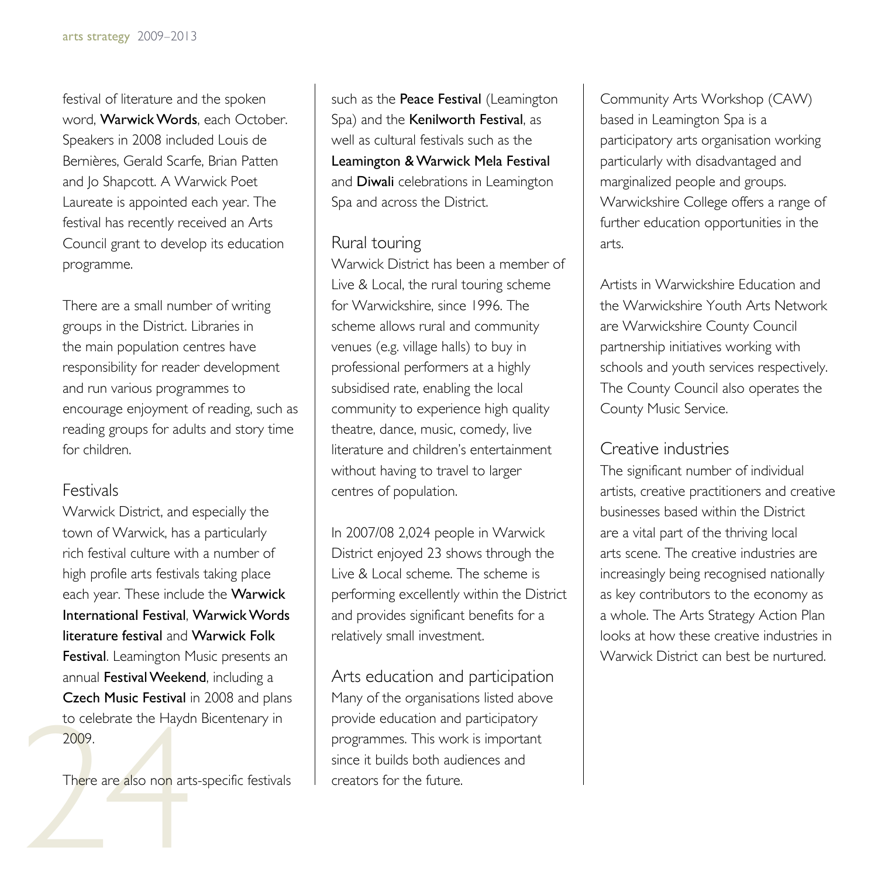festival of literature and the spoken word, **Warwick Words**, each October. Speakers in 2008 included Louis de Bernières, Gerald Scarfe, Brian Patten and Jo Shapcott. A Warwick Poet Laureate is appointed each year. The festival has recently received an Arts Council grant to develop its education programme.

There are a small number of writing groups in the District. Libraries in the main population centres have responsibility for reader development and run various programmes to encourage enjoyment of reading, such as reading groups for adults and story time for children.

## Festivals

Warwick District, and especially the town of Warwick, has a particularly rich festival culture with a number of high profile arts festivals taking place each year. These include the **Warwick International Festival**, **Warwick Words literature festival** and **Warwick Folk Festival**. Leamington Music presents an annual **Festival Weekend**, including a **Czech Music Festival** in 2008 and plans to celebrate the Haydn Bicentenary in 2009.

There are also non arts-specific festivals such as the **Peace Festival** (Leamington Spa) and the **Kenilworth Festival**, as well as cultural festivals such as the **Leamington & Warwick Mela Festival** and **Diwali** celebrations in Leamington Spa and across the District.

## Rural touring

Warwick District has been a member of Live & Local, the rural touring scheme for Warwickshire, since 1996. The scheme allows rural and community venues (e.g. village halls) to buy in professional performers at a highly subsidised rate, enabling the local community to experience high quality theatre, dance, music, comedy, live literature and children's entertainment without having to travel to larger centres of population.

In 2007/08 2,024 people in Warwick District enjoyed 23 shows through the Live & Local scheme. The scheme is performing excellently within the District and provides significant benefits for a relatively small investment.

## Arts education and participation

Many of the organisations listed above provide education and participatory programmes. This work is important since it builds both audiences and creators for the future.

Community Arts Workshop (CAW) based in Leamington Spa is a participatory arts organisation working particularly with disadvantaged and marginalized people and groups. Warwickshire College offers a range of further education opportunities in the arts.

Artists in Warwickshire Education and the Warwickshire Youth Arts Network are Warwickshire County Council partnership initiatives working with schools and youth services respectively. The County Council also operates the County Music Service.

## Creative industries

The significant number of individual artists, creative practitioners and creative businesses based within the District are a vital part of the thriving local arts scene. The creative industries are increasingly being recognised nationally as key contributors to the economy as a whole. The Arts Strategy Action Plan looks at how these creative industries in Warwick District can best be nurtured.